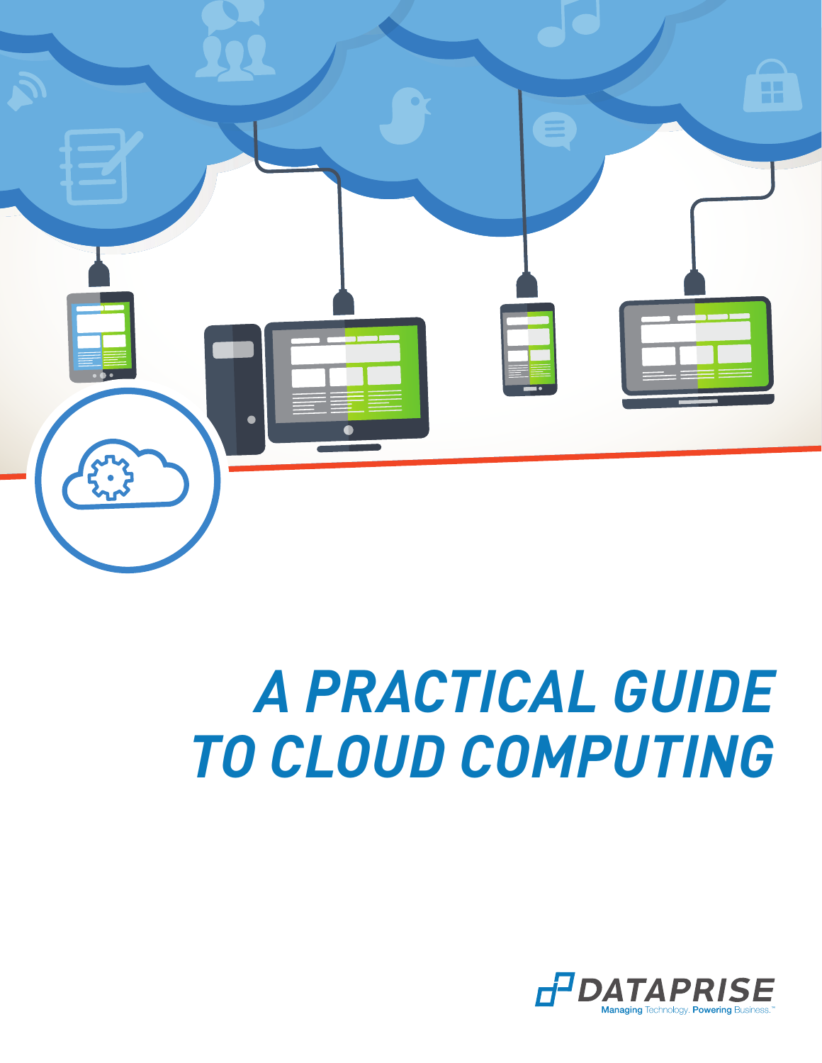# A PRACTICAL GUIDE TO CLOUD COMPUTING

DATAPRISE

Managing Technology. Powering Business.™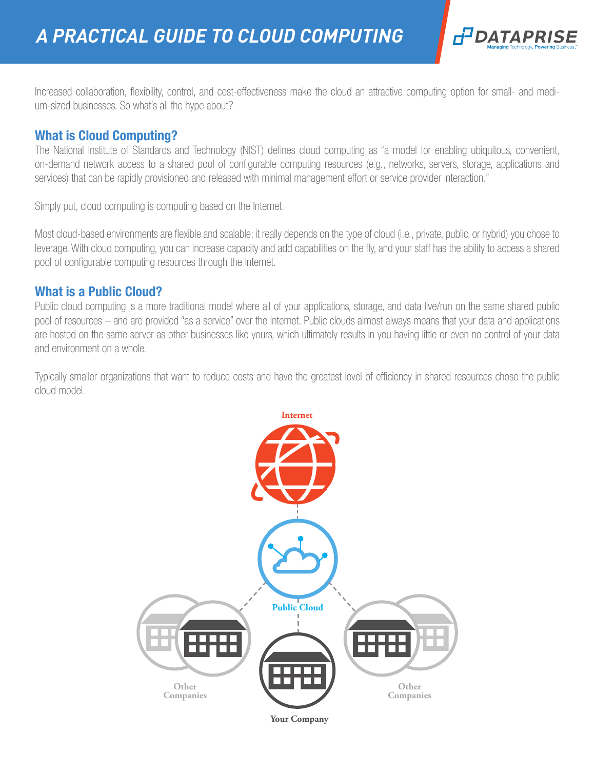Increased collaboration, flexibility, control, and cost-effectiveness make the cloud an attractive computing option for small- and medium-sized businesses. So what's all the hype about?

## What is Cloud Computing?

The National Institute of Standards and Technology (NIST) defines cloud computing as "a model for enabling ubiquitous, convenient, on-demand network access to a shared pool of configurable computing resources (e.g., networks, servers, storage, applications and services) that can be rapidly provisioned and released with minimal management effort or service provider interaction."

Simply put, cloud computing is computing based on the Internet.

Most cloud-based environments are flexible and scalable; it really depends on the type of cloud (i.e., private, public, or hybrid) you chose to leverage. With cloud computing, you can increase capacity and add capabilities on the fly, and your staff has the ability to access a shared pool of configurable computing resources through the Internet.

## What is a Public Cloud?

Public cloud computing is a more traditional model where all of your applications, storage, and data live/run on the same shared public pool of resources – and are provided "as a service" over the Internet. Public clouds almost always means that your data and applications are hosted on the same server as other businesses like yours, which ultimately results in you having little or even no control of your data and environment on a whole.

Typically smaller organizations that want to reduce costs and have the greatest level of efficiency in shared resources chose the public cloud model.

Internet

Public Cloud

Other Companies

Your Company

Other Companies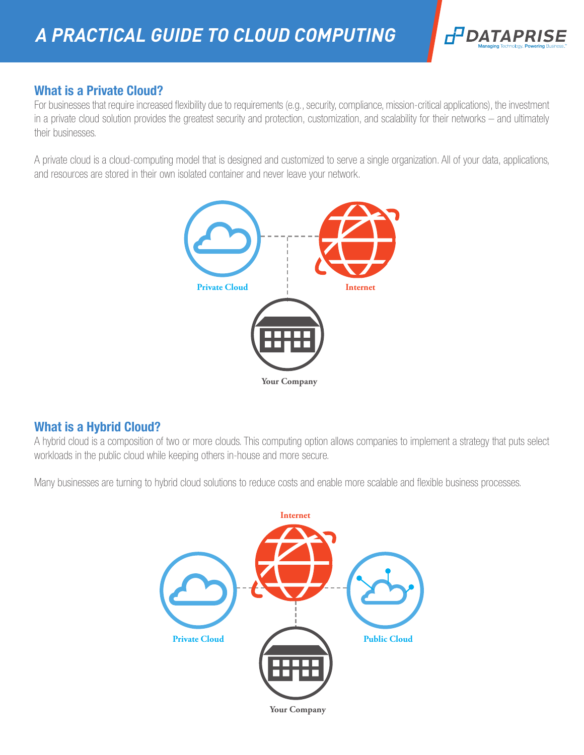## What is a Private Cloud?

For businesses that require increased flexibility due to requirements (e.g., security, compliance, mission-critical applications), the investment in a private cloud solution provides the greatest security and protection, customization, and scalability for their networks – and ultimately their businesses.

A private cloud is a cloud-computing model that is designed and customized to serve a single organization. All of your data, applications, and resources are stored in their own isolated container and never leave your network.

Private Cloud

Internet

Your Company

## What is a Hybrid Cloud?

A hybrid cloud is a composition of two or more clouds. This computing option allows companies to implement a strategy that puts select workloads in the public cloud while keeping others in-house and more secure.

Many businesses are turning to hybrid cloud solutions to reduce costs and enable more scalable and flexible business processes.

Internet

Private Cloud

Public Cloud

Your Company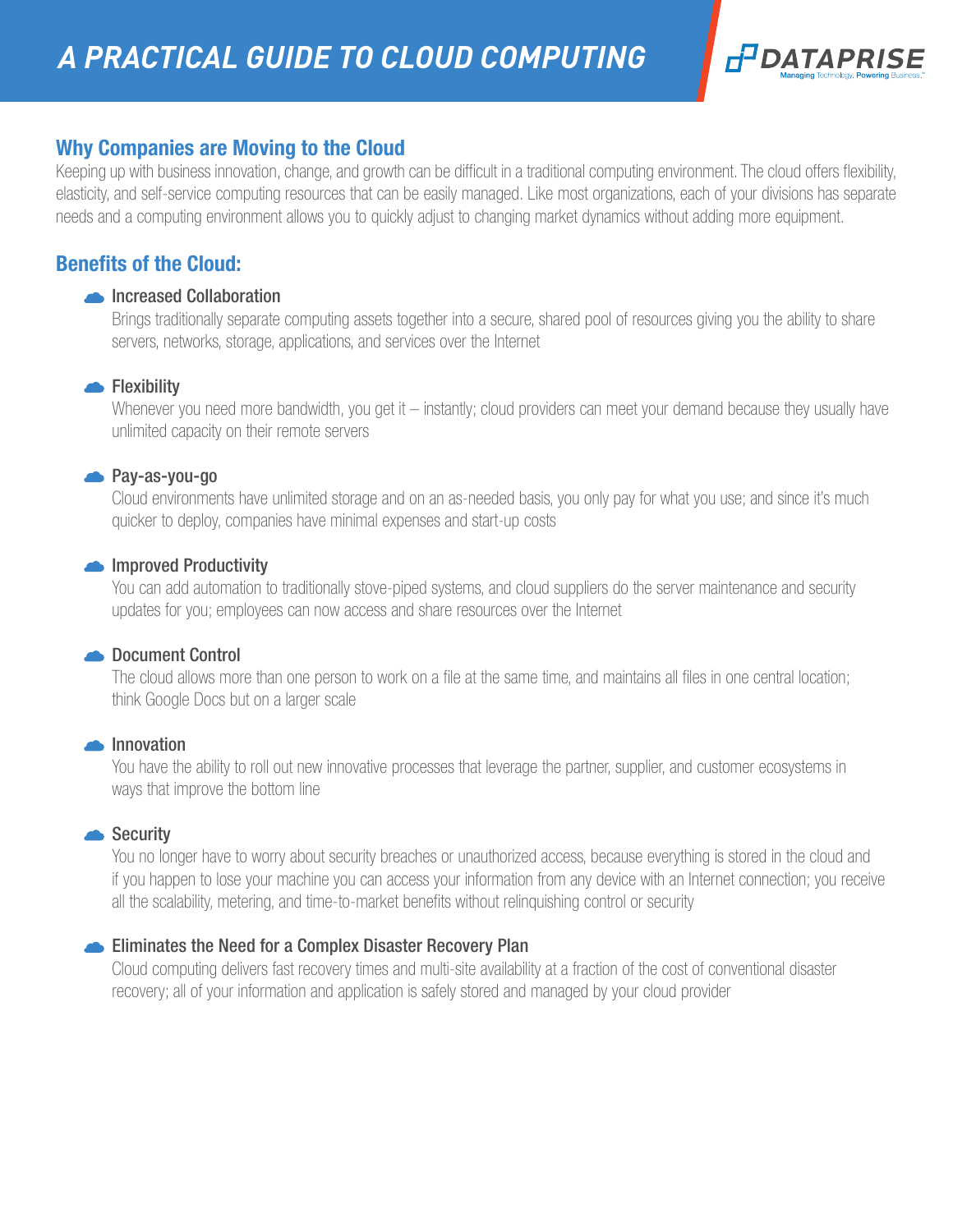# A PRACTICAL GUIDE TO CLOUD COMPUTING

## Why Companies are Moving to the Cloud

Keeping up with business innovation, change, and growth can be difficult in a traditional computing environment. The cloud offers flexibility, elasticity, and self-service computing resources that can be easily managed. Like most organizations, each of your divisions has separate needs and a computing environment allows you to quickly adjust to changing market dynamics without adding more equipment.

## Benefits of the Cloud:

- **Increased Collaboration**
  Brings traditionally separate computing assets together into a secure, shared pool of resources giving you the ability to share servers, networks, storage, applications, and services over the Internet

- **Flexibility**
  Whenever you need more bandwidth, you get it – instantly; cloud providers can meet your demand because they usually have unlimited capacity on their remote servers

- **Pay-as-you-go**
  Cloud environments have unlimited storage and on an as-needed basis, you only pay for what you use; and since it's much quicker to deploy, companies have minimal expenses and start-up costs

- **Improved Productivity**
  You can add automation to traditionally stove-piped systems, and cloud suppliers do the server maintenance and security updates for you; employees can now access and share resources over the Internet

- **Document Control**
  The cloud allows more than one person to work on a file at the same time, and maintains all files in one central location; think Google Docs but on a larger scale

- **Innovation**
  You have the ability to roll out new innovative processes that leverage the partner, supplier, and customer ecosystems in ways that improve the bottom line

- **Security**
  You no longer have to worry about security breaches or unauthorized access, because everything is stored in the cloud and if you happen to lose your machine you can access your information from any device with an Internet connection; you receive all the scalability, metering, and time-to-market benefits without relinquishing control or security

- **Eliminates the Need for a Complex Disaster Recovery Plan**
  Cloud computing delivers fast recovery times and multi-site availability at a fraction of the cost of conventional disaster recovery; all of your information and application is safely stored and managed by your cloud provider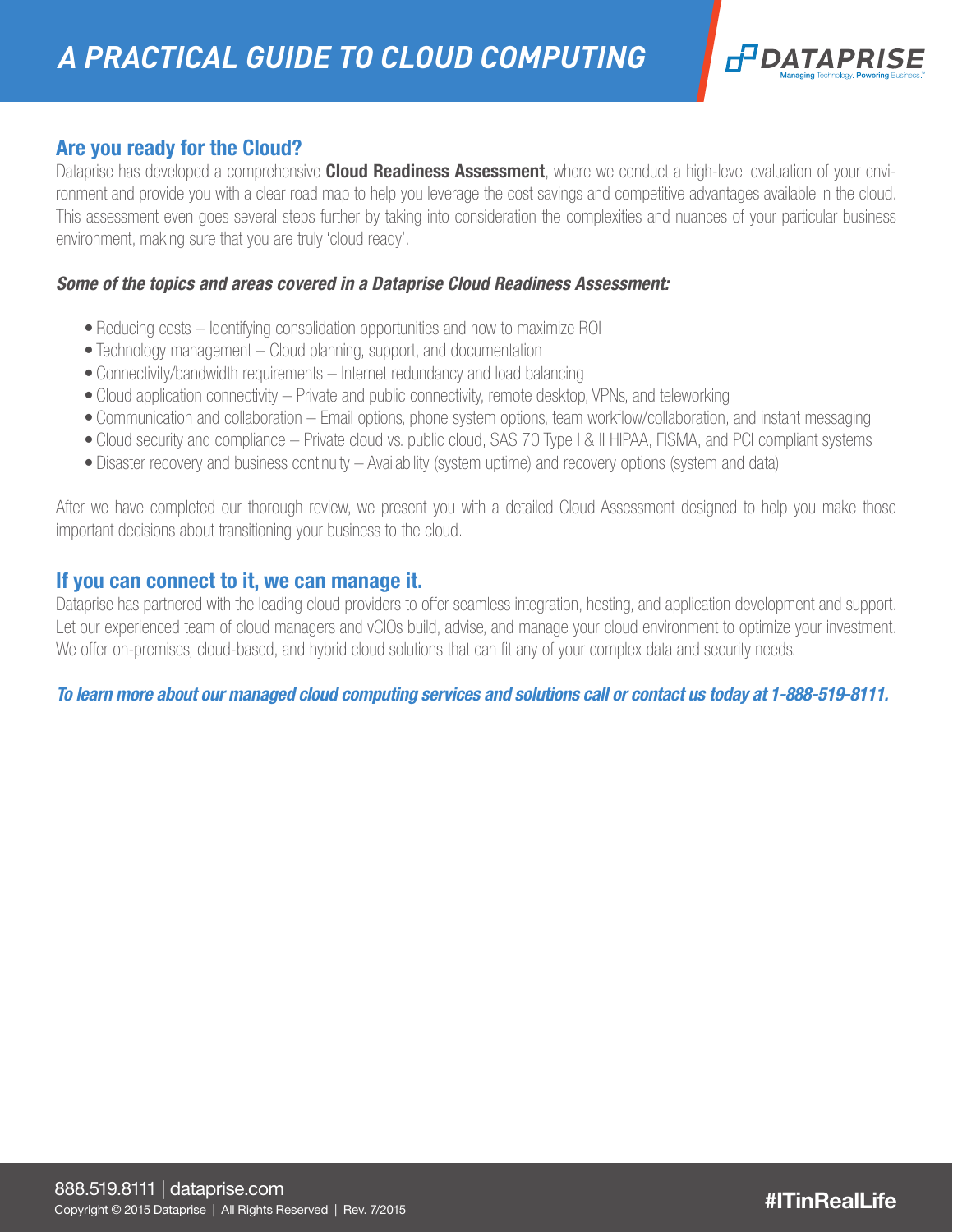## Are you ready for the Cloud?

Dataprise has developed a comprehensive **Cloud Readiness Assessment**, where we conduct a high-level evaluation of your environment and provide you with a clear road map to help you leverage the cost savings and competitive advantages available in the cloud. This assessment even goes several steps further by taking into consideration the complexities and nuances of your particular business environment, making sure that you are truly 'cloud ready'.

***Some of the topics and areas covered in a Dataprise Cloud Readiness Assessment:***

- Reducing costs – Identifying consolidation opportunities and how to maximize ROI
- Technology management – Cloud planning, support, and documentation
- Connectivity/bandwidth requirements – Internet redundancy and load balancing
- Cloud application connectivity – Private and public connectivity, remote desktop, VPNs, and teleworking
- Communication and collaboration – Email options, phone system options, team workflow/collaboration, and instant messaging
- Cloud security and compliance – Private cloud vs. public cloud, SAS 70 Type I & II HIPAA, FISMA, and PCI compliant systems
- Disaster recovery and business continuity – Availability (system uptime) and recovery options (system and data)

After we have completed our thorough review, we present you with a detailed Cloud Assessment designed to help you make those important decisions about transitioning your business to the cloud.

## If you can connect to it, we can manage it.

Dataprise has partnered with the leading cloud providers to offer seamless integration, hosting, and application development and support. Let our experienced team of cloud managers and vCIOs build, advise, and manage your cloud environment to optimize your investment. We offer on-premises, cloud-based, and hybrid cloud solutions that can fit any of your complex data and security needs.

***To learn more about our managed cloud computing services and solutions call or contact us today at 1-888-519-8111.***